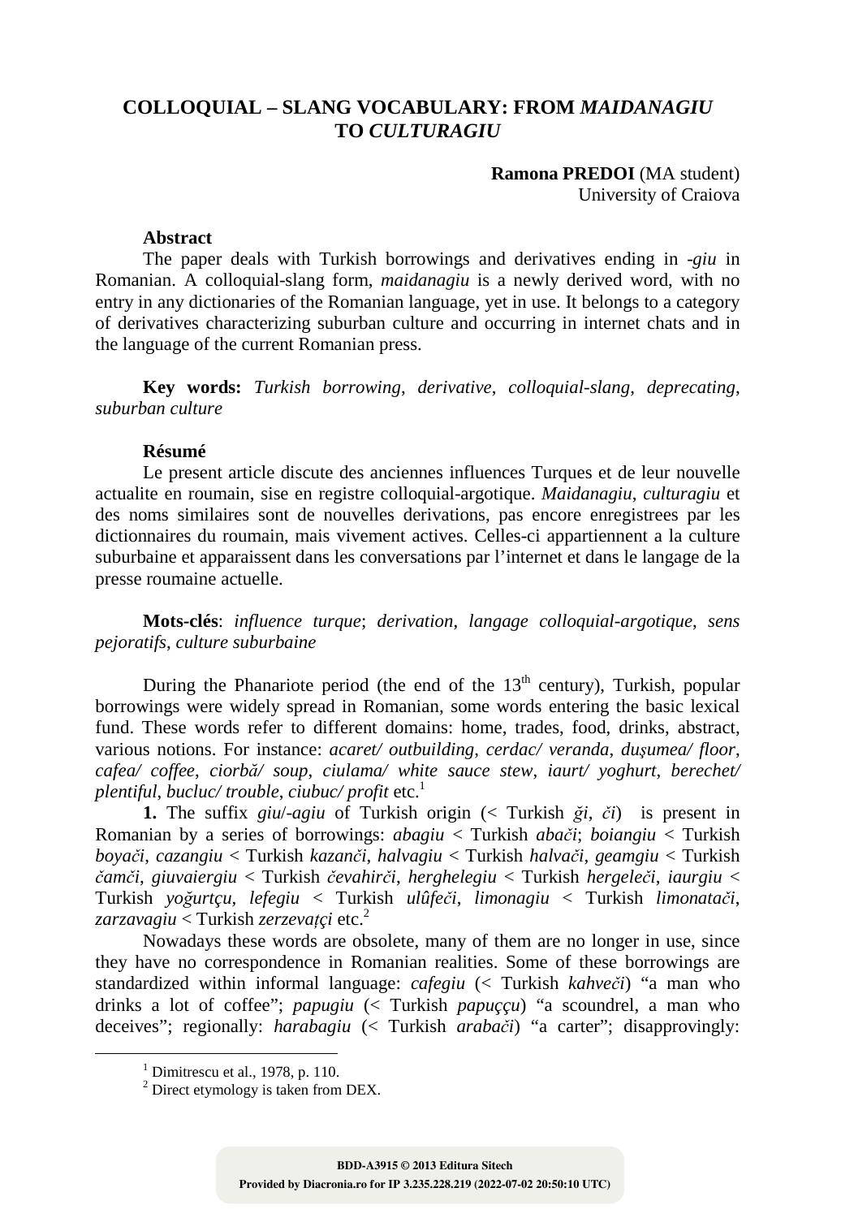# COLLOQUIAL – SLANG VOCABULARY: FROM *MAIDANAGIU* TO *CULTURAGIU*

**Ramona PREDOI** (MA student)
University of Craiova

**Abstract**

The paper deals with Turkish borrowings and derivatives ending in *-giu* in Romanian. A colloquial-slang form, *maidanagiu* is a newly derived word, with no entry in any dictionaries of the Romanian language, yet in use. It belongs to a category of derivatives characterizing suburban culture and occurring in internet chats and in the language of the current Romanian press.

**Key words:** *Turkish borrowing*, *derivative*, *colloquial-slang*, *deprecating*, *suburban culture*

**Résumé**

Le present article discute des anciennes influences Turques et de leur nouvelle actualite en roumain, sise en registre colloquial-argotique. *Maidanagiu*, *culturagiu* et des noms similaires sont de nouvelles derivations, pas encore enregistrees par les dictionnaires du roumain, mais vivement actives. Celles-ci appartiennent a la culture suburbaine et apparaissent dans les conversations par l'internet et dans le langage de la presse roumaine actuelle.

**Mots-clés**: *influence turque*; *derivation*, *langage colloquial-argotique*, *sens pejoratifs*, *culture suburbaine*

During the Phanariote period (the end of the 13th century), Turkish, popular borrowings were widely spread in Romanian, some words entering the basic lexical fund. These words refer to different domains: home, trades, food, drinks, abstract, various notions. For instance: *acaret/ outbuilding*, *cerdac/ veranda*, *duşumea/ floor*, *cafea/ coffee*, *ciorbă/ soup*, *ciulama/ white sauce stew*, *iaurt/ yoghurt*, *berechet/ plentiful*, *bucluc/ trouble*, *ciubuc/ profit* etc.[1]

**1.** The suffix *giu*/*-agiu* of Turkish origin (< Turkish *ǧi*, *či*) is present in Romanian by a series of borrowings: *abagiu* < Turkish *abači*; *boiangiu* < Turkish *boyači*, *cazangiu* < Turkish *kazanči*, *halvagiu* < Turkish *halvači*, *geamgiu* < Turkish *čamči*, *giuvaiergiu* < Turkish *čevahirči*, *herghelegiu* < Turkish *hergeleči*, *iaurgiu* < Turkish *yoğurtçu*, *lefegiu* < Turkish *ulûfeči*, *limonagiu* < Turkish *limonatači*, *zarzavagiu* < Turkish *zerzevaţçi* etc.[2]

Nowadays these words are obsolete, many of them are no longer in use, since they have no correspondence in Romanian realities. Some of these borrowings are standardized within informal language: *cafegiu* (< Turkish *kahveči*) "a man who drinks a lot of coffee"; *papugiu* (< Turkish *papuççu*) "a scoundrel, a man who deceives"; regionally: *harabagiu* (< Turkish *arabači*) "a carter"; disapprovingly:

---

[1] Dimitrescu et al., 1978, p. 110.
[2] Direct etymology is taken from DEX.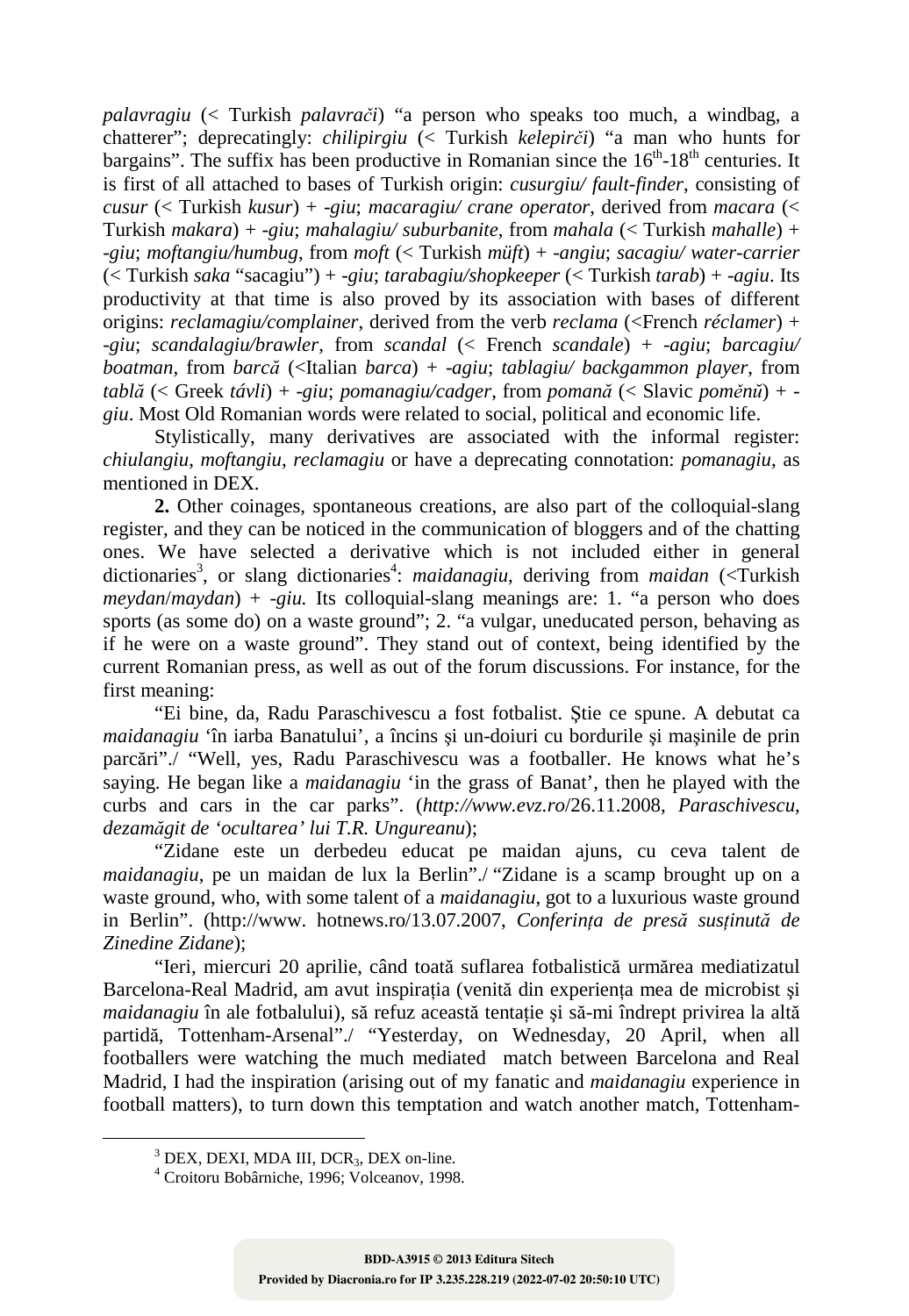*palavragiu* (< Turkish *palavrači*) "a person who speaks too much, a windbag, a chatterer"; deprecatingly: *chilipirgiu* (< Turkish *kelepirči*) "a man who hunts for bargains". The suffix has been productive in Romanian since the 16th-18th centuries. It is first of all attached to bases of Turkish origin: *cusurgiu/ fault-finder*, consisting of *cusur* (< Turkish *kusur*) + *-giu*; *macaragiu/ crane operator*, derived from *macara* (< Turkish *makara*) + *-giu*; *mahalagiu/ suburbanite*, from *mahala* (< Turkish *mahalle*) + *-giu*; *moftangiu/humbug*, from *moft* (< Turkish *müft*) + *-angiu*; *sacagiu/ water-carrier* (< Turkish *saka* "sacagiu") + *-giu*; *tarabagiu/shopkeeper* (< Turkish *tarab*) + *-agiu*. Its productivity at that time is also proved by its association with bases of different origins: *reclamagiu/complainer*, derived from the verb *reclama* (<French *réclamer*) + *-giu*; *scandalagiu/brawler*, from *scandal* (< French *scandale*) + *-agiu*; *barcagiu/ boatman*, from *barcă* (<Italian *barca*) + *-agiu*; *tablagiu/ backgammon player*, from *tablă* (< Greek *távli*) + *-giu*; *pomanagiu/cadger*, from *pomană* (< Slavic *pomĕnŭ*) + *-giu*. Most Old Romanian words were related to social, political and economic life.

Stylistically, many derivatives are associated with the informal register: *chiulangiu*, *moftangiu*, *reclamagiu* or have a deprecating connotation: *pomanagiu*, as mentioned in DEX.

**2.** Other coinages, spontaneous creations, are also part of the colloquial-slang register, and they can be noticed in the communication of bloggers and of the chatting ones. We have selected a derivative which is not included either in general dictionaries[3], or slang dictionaries[4]: *maidanagiu*, deriving from *maidan* (<Turkish *meydan*/*maydan*) + *-giu.* Its colloquial-slang meanings are: 1. "a person who does sports (as some do) on a waste ground"; 2. "a vulgar, uneducated person, behaving as if he were on a waste ground". They stand out of context, being identified by the current Romanian press, as well as out of the forum discussions. For instance, for the first meaning:

"Ei bine, da, Radu Paraschivescu a fost fotbalist. Ştie ce spune. A debutat ca *maidanagiu* 'în iarba Banatului', a încins şi un-doiuri cu bordurile şi maşinile de prin parcări"./ "Well, yes, Radu Paraschivescu was a footballer. He knows what he's saying. He began like a *maidanagiu* 'in the grass of Banat', then he played with the curbs and cars in the car parks". (*http://www.evz.ro*/26.11.2008, *Paraschivescu, dezamăgit de 'ocultarea' lui T.R. Ungureanu*);

"Zidane este un derbedeu educat pe maidan ajuns, cu ceva talent de *maidanagiu*, pe un maidan de lux la Berlin"./ "Zidane is a scamp brought up on a waste ground, who, with some talent of a *maidanagiu*, got to a luxurious waste ground in Berlin". (http://www. hotnews.ro/13.07.2007, *Conferința de presă susținută de Zinedine Zidane*);

"Ieri, miercuri 20 aprilie, când toată suflarea fotbalistică urmărea mediatizatul Barcelona-Real Madrid, am avut inspirația (venită din experiența mea de microbist şi *maidanagiu* în ale fotbalului), să refuz această tentație şi să-mi îndrept privirea la altă partidă, Tottenham-Arsenal"./ "Yesterday, on Wednesday, 20 April, when all footballers were watching the much mediated match between Barcelona and Real Madrid, I had the inspiration (arising out of my fanatic and *maidanagiu* experience in football matters), to turn down this temptation and watch another match, Tottenham-

---

[3] DEX, DEXI, MDA III, DCR$_3$, DEX on-line.

[4] Croitoru Bobârniche, 1996; Volceanov, 1998.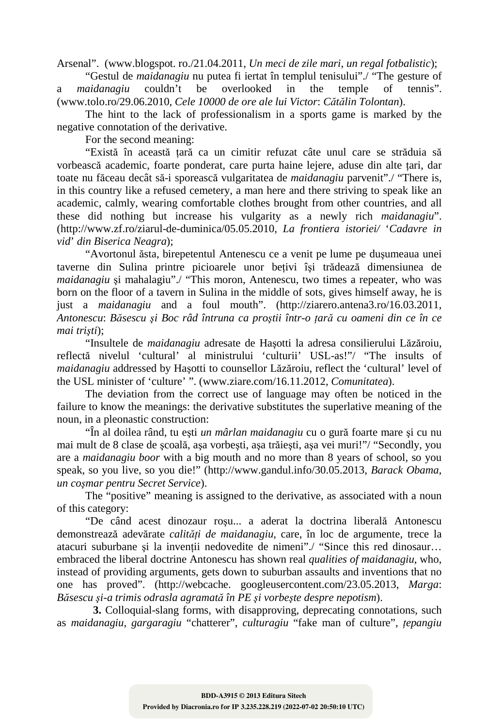Arsenal". (www.blogspot. ro./21.04.2011, *Un meci de zile mari*, *un regal fotbalistic*);

"Gestul de *maidanagiu* nu putea fi iertat în templul tenisului"./ "The gesture of a *maidanagiu* couldn't be overlooked in the temple of tennis". (www.tolo.ro/29.06.2010, *Cele 10000 de ore ale lui Victor*: *Cătălin Tolontan*).

The hint to the lack of professionalism in a sports game is marked by the negative connotation of the derivative.

For the second meaning:

"Există în această țară ca un cimitir refuzat câte unul care se străduia să vorbească academic, foarte ponderat, care purta haine lejere, aduse din alte țari, dar toate nu făceau decât să-i sporească vulgaritatea de *maidanagiu* parvenit"./ "There is, in this country like a refused cemetery, a man here and there striving to speak like an academic, calmly, wearing comfortable clothes brought from other countries, and all these did nothing but increase his vulgarity as a newly rich *maidanagiu*". (http://www.zf.ro/ziarul-de-duminica/05.05.2010, *La frontiera istoriei/* '*Cadavre in vid*' *din Biserica Neagra*);

"Avortonul ăsta, birepetentul Antenescu ce a venit pe lume pe dușumeaua unei taverne din Sulina printre picioarele unor bețivi își trădează dimensiunea de *maidanagiu* și mahalagiu"./ "This moron, Antenescu, two times a repeater, who was born on the floor of a tavern in Sulina in the middle of sots, gives himself away, he is just a *maidanagiu* and a foul mouth". (http://ziarero.antena3.ro/16.03.2011, *Antonescu*: *Băsescu și Boc râd întruna ca proștii într-o țară cu oameni din ce în ce mai triști*);

"Insultele de *maidanagiu* adresate de Hașotti la adresa consilierului Lăzăroiu, reflectă nivelul 'cultural' al ministrului 'culturii' USL-as!"/ "The insults of *maidanagiu* addressed by Hașotti to counsellor Lăzăroiu, reflect the 'cultural' level of the USL minister of 'culture' ". (www.ziare.com/16.11.2012, *Comunitatea*).

The deviation from the correct use of language may often be noticed in the failure to know the meanings: the derivative substitutes the superlative meaning of the noun, in a pleonastic construction:

"În al doilea rând, tu ești *un mârlan maidanagiu* cu o gură foarte mare și cu nu mai mult de 8 clase de școală, așa vorbești, așa trăiești, așa vei muri!"/ "Secondly, you are a *maidanagiu boor* with a big mouth and no more than 8 years of school, so you speak, so you live, so you die!" (http://www.gandul.info/30.05.2013, *Barack Obama*, *un coșmar pentru Secret Service*).

The "positive" meaning is assigned to the derivative, as associated with a noun of this category:

"De când acest dinozaur roșu... a aderat la doctrina liberală Antonescu demonstrează adevărate *calități de maidanagiu*, care, în loc de argumente, trece la atacuri suburbane și la invenții nedovedite de nimeni"./ "Since this red dinosaur… embraced the liberal doctrine Antonescu has shown real *qualities of maidanagiu*, who, instead of providing arguments, gets down to suburban assaults and inventions that no one has proved". (http://webcache. googleusercontent.com/23.05.2013, *Marga*: *Băsescu și-a trimis odrasla agramată în PE și vorbește despre nepotism*).

**3.** Colloquial-slang forms, with disapproving, deprecating connotations, such as *maidanagiu*, *gargaragiu* "chatterer", *culturagiu* "fake man of culture", *țepangiu*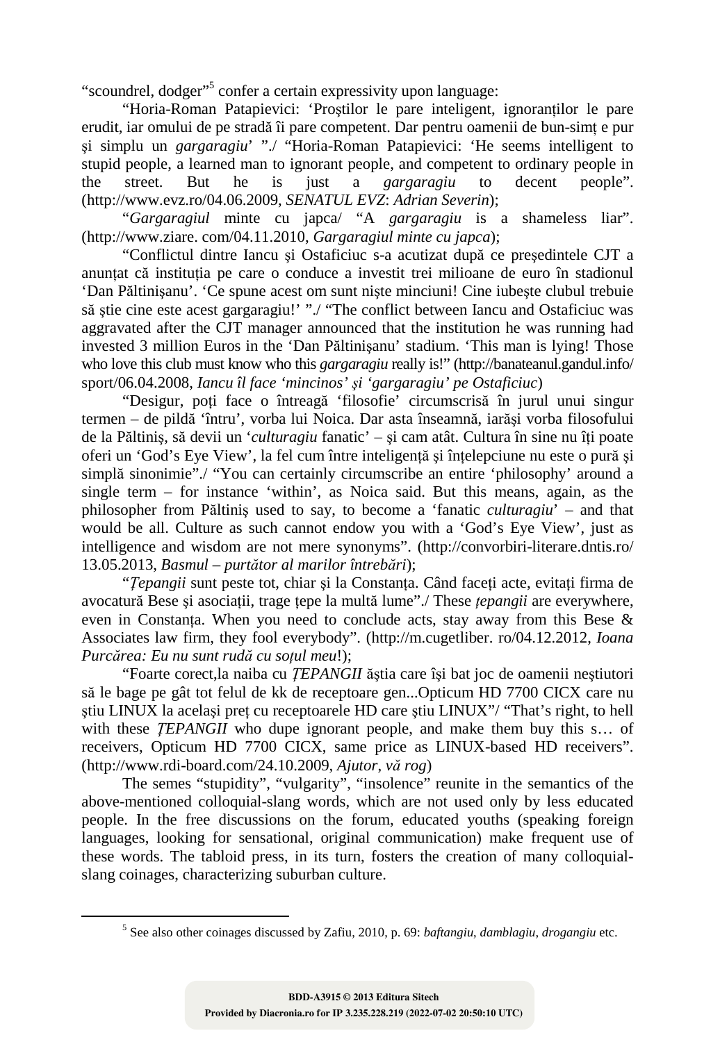"scoundrel, dodger"[5] confer a certain expressivity upon language:

"Horia-Roman Patapievici: 'Proştilor le pare inteligent, ignoranților le pare erudit, iar omului de pe stradă îi pare competent. Dar pentru oamenii de bun-simț e pur şi simplu un *gargaragiu*' "./ "Horia-Roman Patapievici: 'He seems intelligent to stupid people, a learned man to ignorant people, and competent to ordinary people in the street. But he is just a *gargaragiu* to decent people". (http://www.evz.ro/04.06.2009, *SENATUL EVZ*: *Adrian Severin*);

"*Gargaragiul* minte cu japca/ "A *gargaragiu* is a shameless liar". (http://www.ziare. com/04.11.2010, *Gargaragiul minte cu japca*);

"Conflictul dintre Iancu şi Ostaficiuc s-a acutizat după ce preşedintele CJT a anunțat că instituția pe care o conduce a investit trei milioane de euro în stadionul 'Dan Păltinişanu'. 'Ce spune acest om sunt nişte minciuni! Cine iubeşte clubul trebuie să ştie cine este acest gargaragiu!' "./ "The conflict between Iancu and Ostaficiuc was aggravated after the CJT manager announced that the institution he was running had invested 3 million Euros in the 'Dan Păltinişanu' stadium. 'This man is lying! Those who love this club must know who this *gargaragiu* really is!" (http://banateanul.gandul.info/sport/06.04.2008, *Iancu îl face 'mincinos' şi 'gargaragiu' pe Ostaficiuc*)

"Desigur, poți face o întreagă 'filosofie' circumscrisă în jurul unui singur termen – de pildă 'întru', vorba lui Noica. Dar asta înseamnă, iarăşi vorba filosofului de la Păltiniş, să devii un '*culturagiu* fanatic' – şi cam atât. Cultura în sine nu îți poate oferi un 'God's Eye View', la fel cum între inteligență şi înțelepciune nu este o pură şi simplă sinonimie"./ "You can certainly circumscribe an entire 'philosophy' around a single term – for instance 'within', as Noica said. But this means, again, as the philosopher from Păltiniş used to say, to become a 'fanatic *culturagiu*' – and that would be all. Culture as such cannot endow you with a 'God's Eye View', just as intelligence and wisdom are not mere synonyms". (http://convorbiri-literare.dntis.ro/13.05.2013, *Basmul – purtător al marilor întrebări*);

"*Țepangii* sunt peste tot, chiar şi la Constanța. Când faceți acte, evitați firma de avocatură Bese şi asociații, trage țepe la multă lume"./ These *țepangii* are everywhere, even in Constanța. When you need to conclude acts, stay away from this Bese & Associates law firm, they fool everybody". (http://m.cugetliber. ro/04.12.2012, *Ioana Purcărea: Eu nu sunt rudă cu soțul meu*!);

"Foarte corect,la naiba cu *ȚEPANGII* ăştia care îşi bat joc de oamenii neştiutori să le bage pe gât tot felul de kk de receptoare gen...Opticum HD 7700 CICX care nu ştiu LINUX la acelaşi preț cu receptoarele HD care ştiu LINUX"/ "That's right, to hell with these *ȚEPANGII* who dupe ignorant people, and make them buy this s… of receivers, Opticum HD 7700 CICX, same price as LINUX-based HD receivers". (http://www.rdi-board.com/24.10.2009, *Ajutor, vă rog*)

The semes "stupidity", "vulgarity", "insolence" reunite in the semantics of the above-mentioned colloquial-slang words, which are not used only by less educated people. In the free discussions on the forum, educated youths (speaking foreign languages, looking for sensational, original communication) make frequent use of these words. The tabloid press, in its turn, fosters the creation of many colloquial-slang coinages, characterizing suburban culture.

---

[5] See also other coinages discussed by Zafiu, 2010, p. 69: *baftangiu*, *damblagiu*, *drogangiu* etc.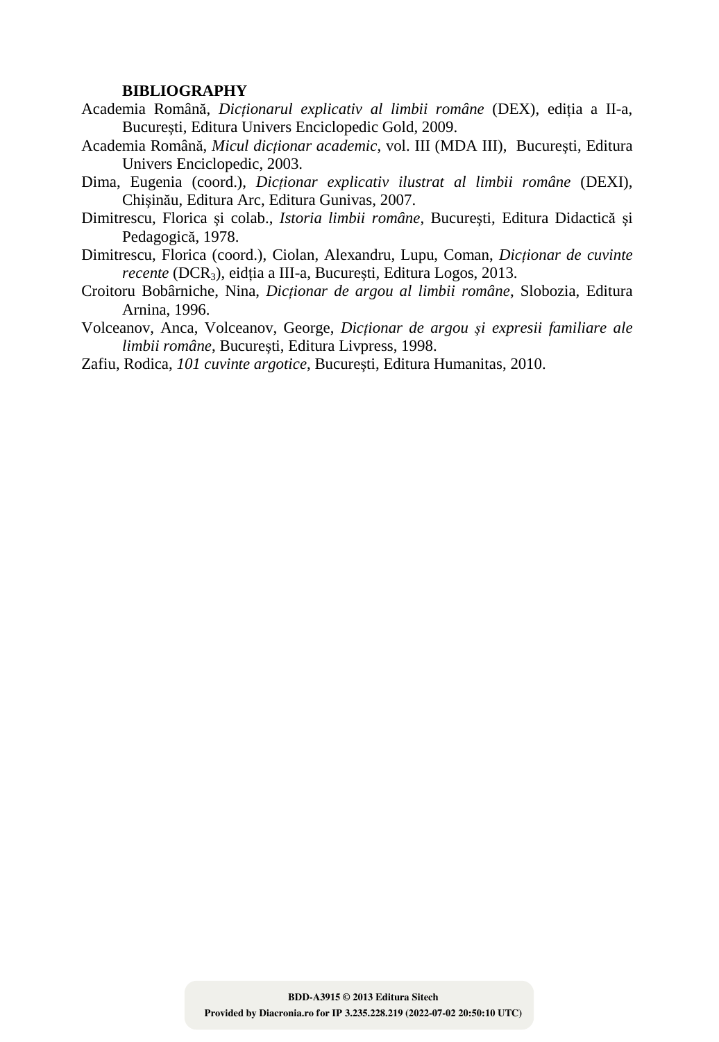**BIBLIOGRAPHY**

Academia Română, *Dicționarul explicativ al limbii române* (DEX), ediția a II-a, Bucureşti, Editura Univers Enciclopedic Gold, 2009.

Academia Română, *Micul dicționar academic*, vol. III (MDA III), Bucureşti, Editura Univers Enciclopedic, 2003.

Dima, Eugenia (coord.), *Dicționar explicativ ilustrat al limbii române* (DEXI), Chişinău, Editura Arc, Editura Gunivas, 2007.

Dimitrescu, Florica şi colab., *Istoria limbii române*, Bucureşti, Editura Didactică şi Pedagogică, 1978.

Dimitrescu, Florica (coord.), Ciolan, Alexandru, Lupu, Coman, *Dicționar de cuvinte recente* ($DCR_3$), eidția a III-a, Bucureşti, Editura Logos, 2013.

Croitoru Bobârniche, Nina, *Dicționar de argou al limbii române*, Slobozia, Editura Arnina, 1996.

Volceanov, Anca, Volceanov, George, *Dicționar de argou şi expresii familiare ale limbii române*, Bucureşti, Editura Livpress, 1998.

Zafiu, Rodica, *101 cuvinte argotice*, Bucureşti, Editura Humanitas, 2010.